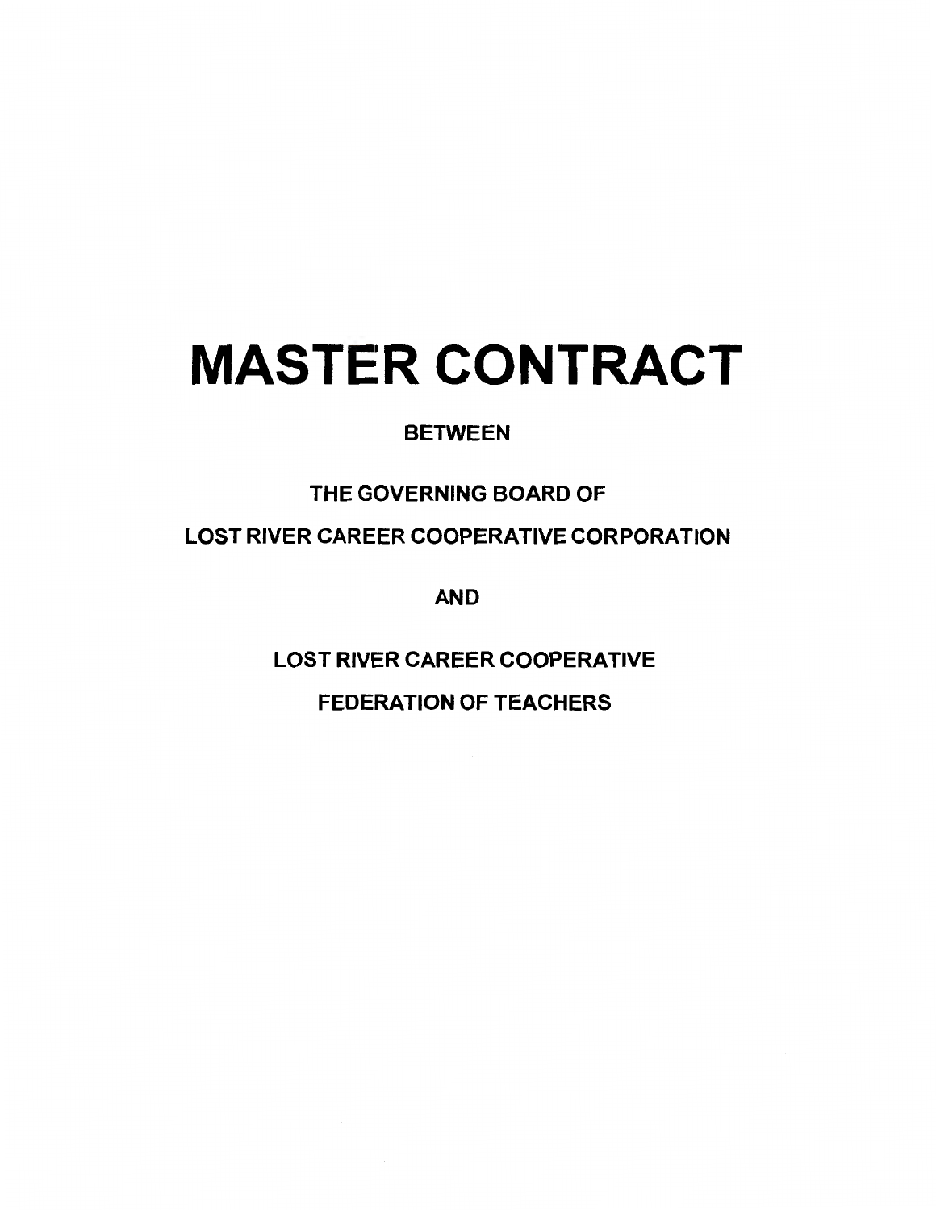# MASTER CONTRACT

BETWEEN

THE GOVERNING BOARD OF

LOST RIVER CAREER COOPERATIVE CORPORATION

AND

LOST RIVER CAREER COOPERATIVE

FEDERATION OF TEACHERS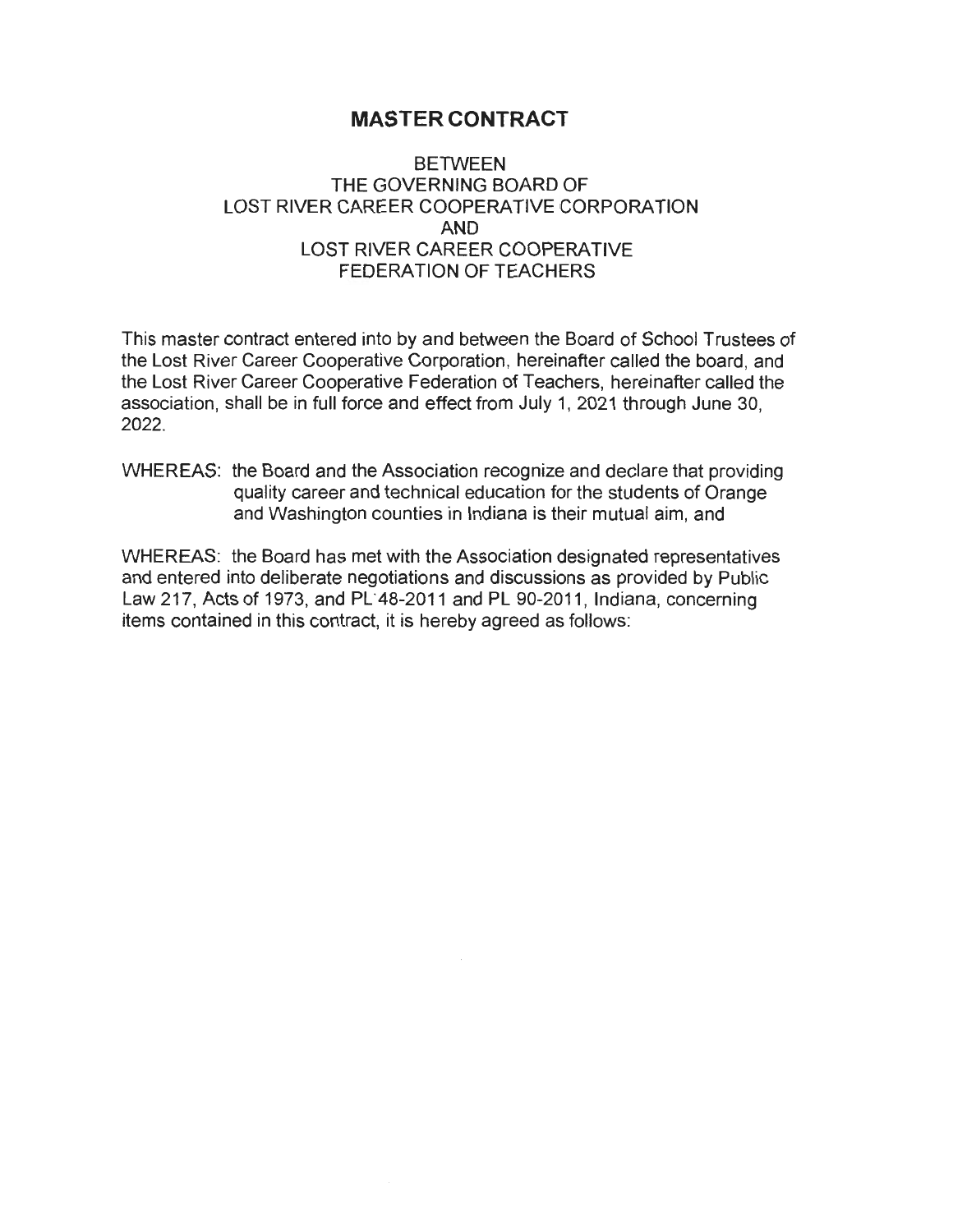# MASTER CONTRACT

BETWEEN
THE GOVERNING BOARD OF
LOST RIVER CAREER COOPERATIVE CORPORATION
AND
LOST RIVER CAREER COOPERATIVE
FEDERATION OF TEACHERS

This master contract entered into by and between the Board of School Trustees of the Lost River Career Cooperative Corporation, hereinafter called the board, and the Lost River Career Cooperative Federation of Teachers, hereinafter called the association, shall be in full force and effect from July 1, 2021 through June 30, 2022.

WHEREAS: the Board and the Association recognize and declare that providing quality career and technical education for the students of Orange and Washington counties in Indiana is their mutual aim, and

WHEREAS: the Board has met with the Association designated representatives and entered into deliberate negotiations and discussions as provided by Public Law 217, Acts of 1973, and PL 48-2011 and PL 90-2011, Indiana, concerning items contained in this contract, it is hereby agreed as follows: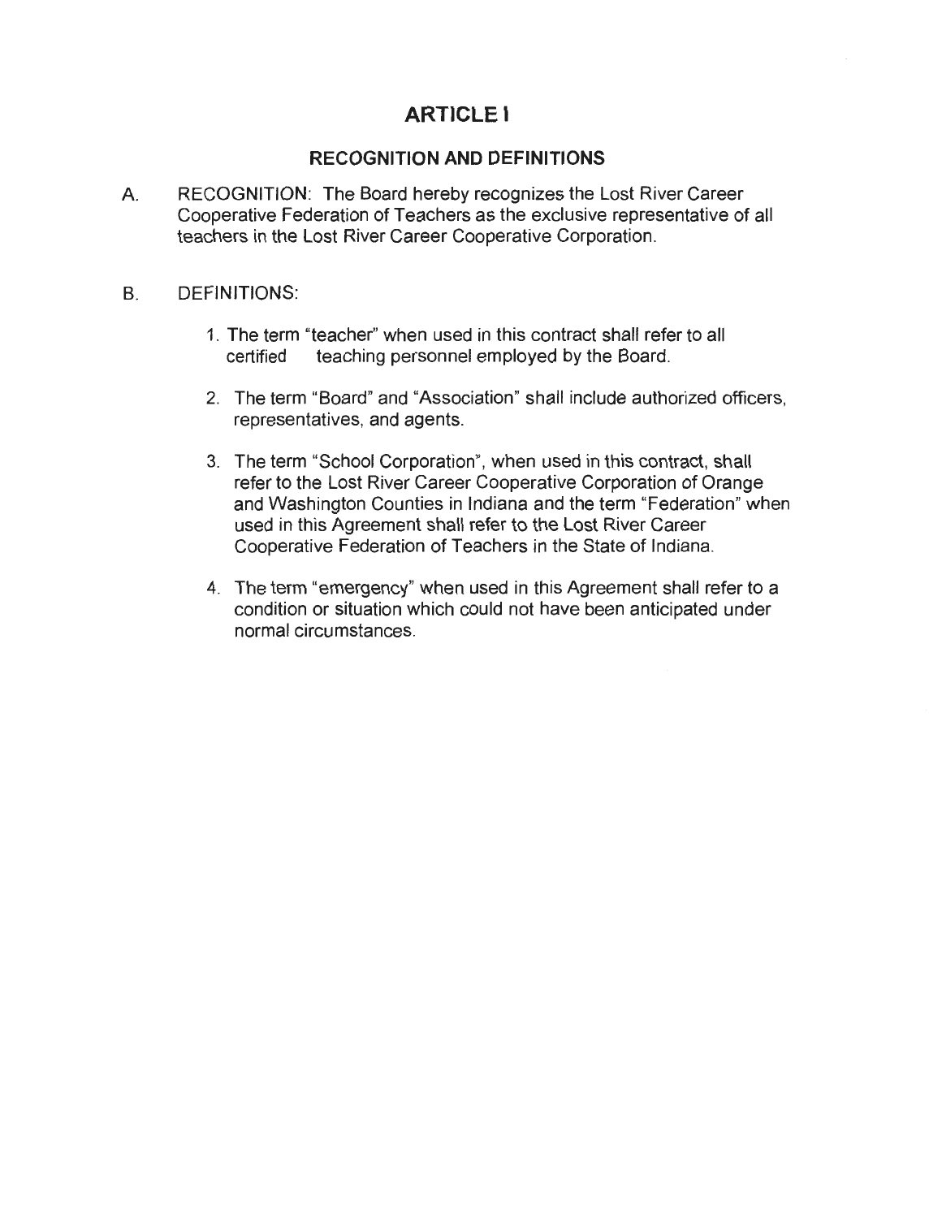# ARTICLE I

## RECOGNITION AND DEFINITIONS

A. RECOGNITION: The Board hereby recognizes the Lost River Career Cooperative Federation of Teachers as the exclusive representative of all teachers in the Lost River Career Cooperative Corporation.

B. DEFINITIONS:

1. The term "teacher" when used in this contract shall refer to all certified teaching personnel employed by the Board.

2. The term "Board" and "Association" shall include authorized officers, representatives, and agents.

3. The term "School Corporation", when used in this contract, shall refer to the Lost River Career Cooperative Corporation of Orange and Washington Counties in Indiana and the term "Federation" when used in this Agreement shall refer to the Lost River Career Cooperative Federation of Teachers in the State of Indiana.

4. The term "emergency" when used in this Agreement shall refer to a condition or situation which could not have been anticipated under normal circumstances.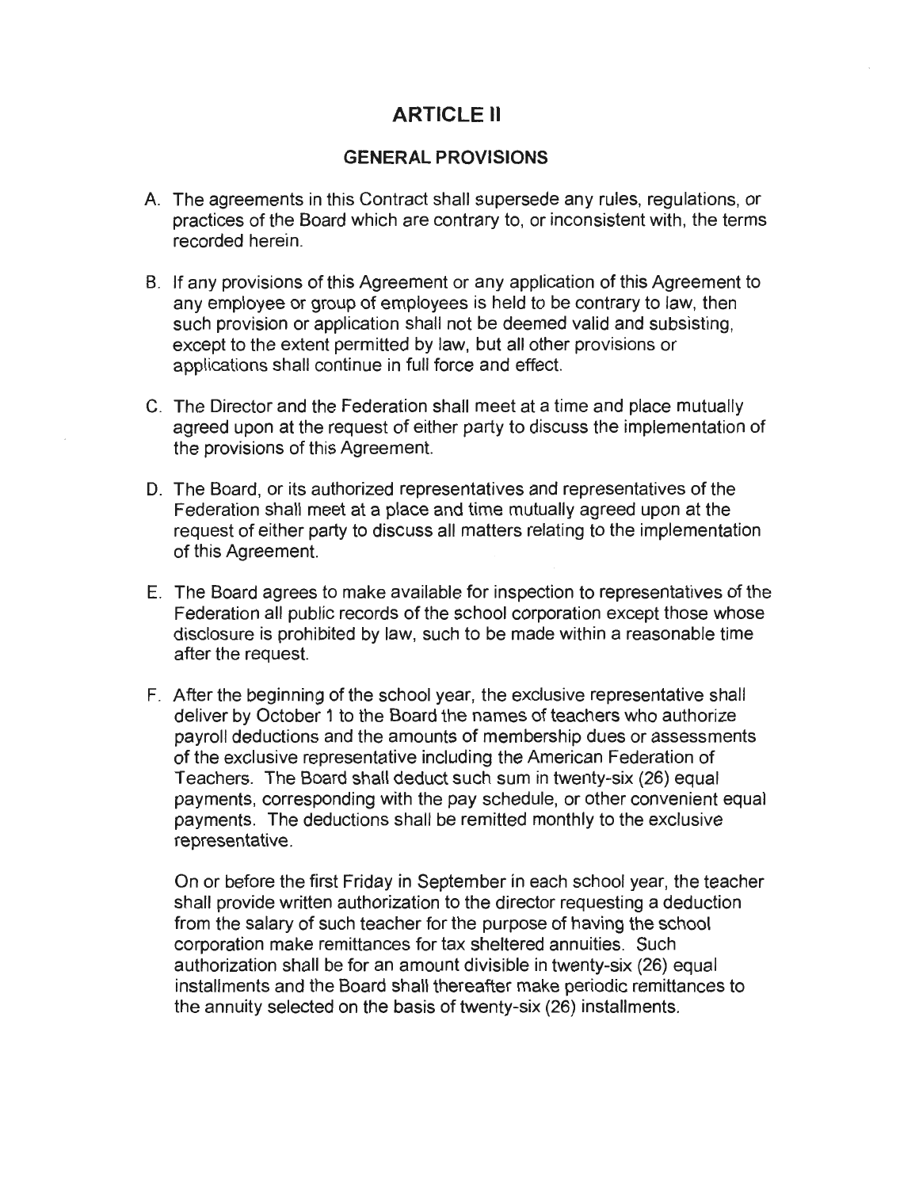# ARTICLE II

## GENERAL PROVISIONS

A. The agreements in this Contract shall supersede any rules, regulations, or practices of the Board which are contrary to, or inconsistent with, the terms recorded herein.

B. If any provisions of this Agreement or any application of this Agreement to any employee or group of employees is held to be contrary to law, then such provision or application shall not be deemed valid and subsisting, except to the extent permitted by law, but all other provisions or applications shall continue in full force and effect.

C. The Director and the Federation shall meet at a time and place mutually agreed upon at the request of either party to discuss the implementation of the provisions of this Agreement.

D. The Board, or its authorized representatives and representatives of the Federation shall meet at a place and time mutually agreed upon at the request of either party to discuss all matters relating to the implementation of this Agreement.

E. The Board agrees to make available for inspection to representatives of the Federation all public records of the school corporation except those whose disclosure is prohibited by law, such to be made within a reasonable time after the request.

F. After the beginning of the school year, the exclusive representative shall deliver by October 1 to the Board the names of teachers who authorize payroll deductions and the amounts of membership dues or assessments of the exclusive representative including the American Federation of Teachers. The Board shall deduct such sum in twenty-six (26) equal payments, corresponding with the pay schedule, or other convenient equal payments. The deductions shall be remitted monthly to the exclusive representative.

   On or before the first Friday in September in each school year, the teacher shall provide written authorization to the director requesting a deduction from the salary of such teacher for the purpose of having the school corporation make remittances for tax sheltered annuities. Such authorization shall be for an amount divisible in twenty-six (26) equal installments and the Board shall thereafter make periodic remittances to the annuity selected on the basis of twenty-six (26) installments.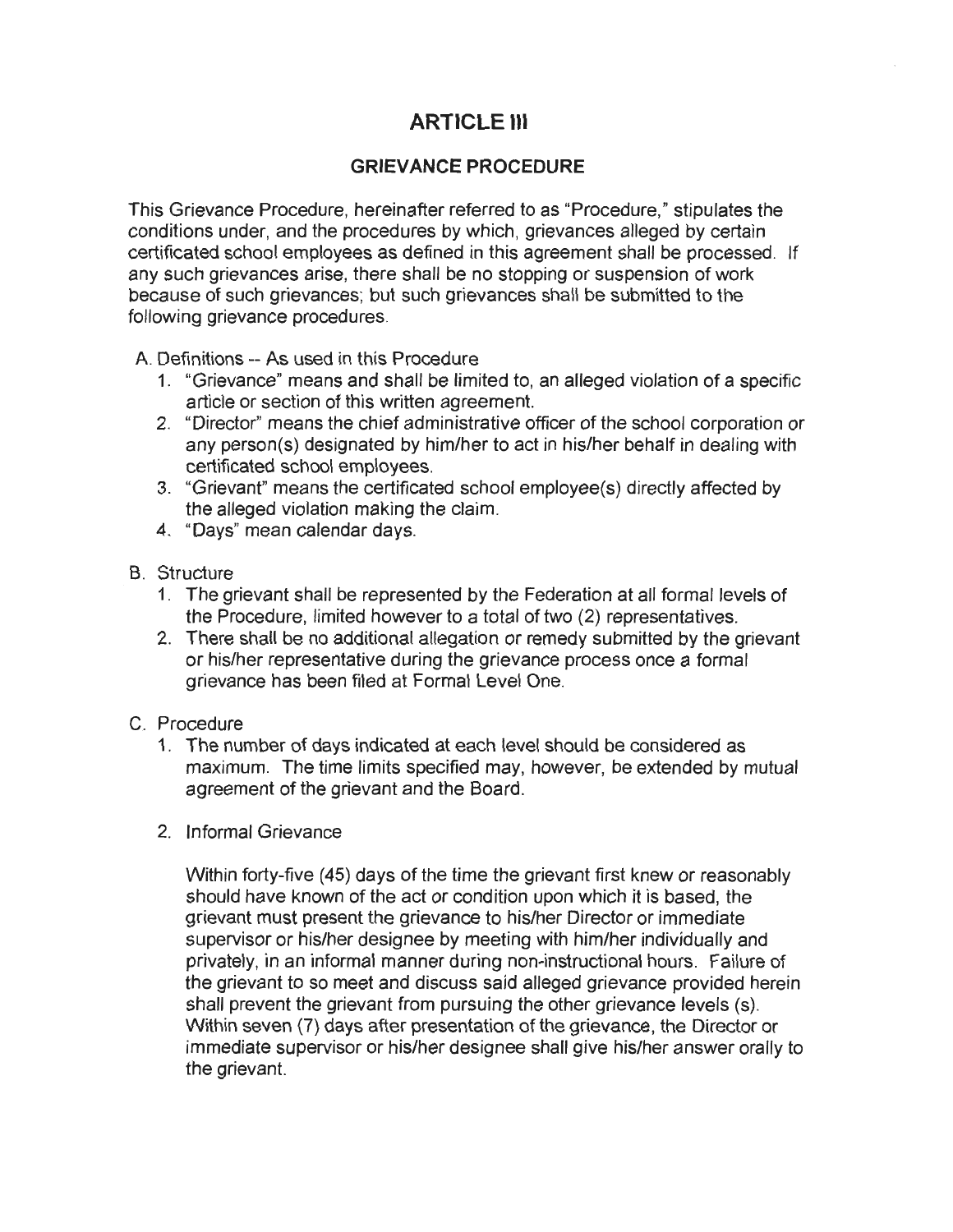# ARTICLE III

## GRIEVANCE PROCEDURE

This Grievance Procedure, hereinafter referred to as "Procedure," stipulates the conditions under, and the procedures by which, grievances alleged by certain certificated school employees as defined in this agreement shall be processed. If any such grievances arise, there shall be no stopping or suspension of work because of such grievances; but such grievances shall be submitted to the following grievance procedures.

A. Definitions -- As used in this Procedure

1. "Grievance" means and shall be limited to, an alleged violation of a specific article or section of this written agreement.
2. "Director" means the chief administrative officer of the school corporation or any person(s) designated by him/her to act in his/her behalf in dealing with certificated school employees.
3. "Grievant" means the certificated school employee(s) directly affected by the alleged violation making the claim.
4. "Days" mean calendar days.

B. Structure

1. The grievant shall be represented by the Federation at all formal levels of the Procedure, limited however to a total of two (2) representatives.
2. There shall be no additional allegation or remedy submitted by the grievant or his/her representative during the grievance process once a formal grievance has been filed at Formal Level One.

C. Procedure

1. The number of days indicated at each level should be considered as maximum. The time limits specified may, however, be extended by mutual agreement of the grievant and the Board.

2. Informal Grievance

   Within forty-five (45) days of the time the grievant first knew or reasonably should have known of the act or condition upon which it is based, the grievant must present the grievance to his/her Director or immediate supervisor or his/her designee by meeting with him/her individually and privately, in an informal manner during non-instructional hours. Failure of the grievant to so meet and discuss said alleged grievance provided herein shall prevent the grievant from pursuing the other grievance levels (s). Within seven (7) days after presentation of the grievance, the Director or immediate supervisor or his/her designee shall give his/her answer orally to the grievant.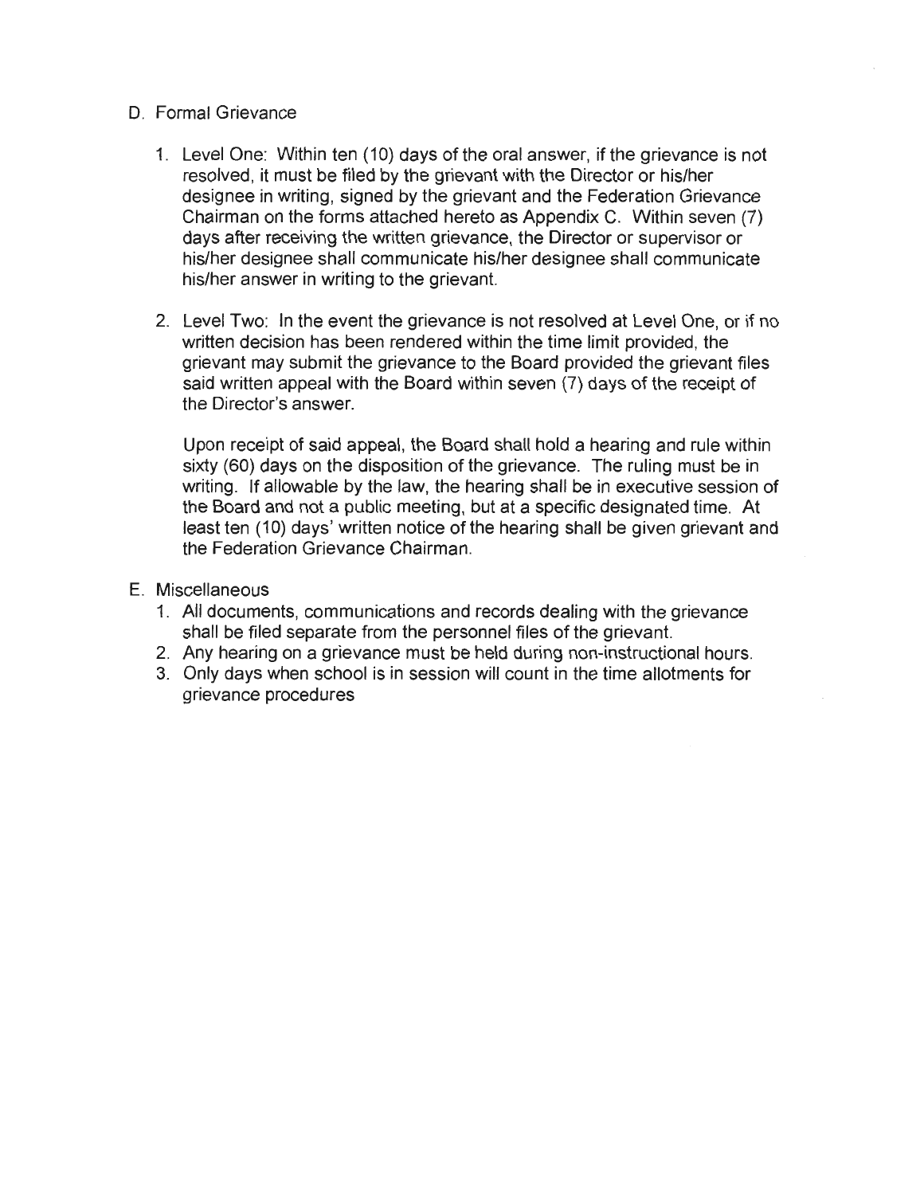D. Formal Grievance

1. Level One: Within ten (10) days of the oral answer, if the grievance is not resolved, it must be filed by the grievant with the Director or his/her designee in writing, signed by the grievant and the Federation Grievance Chairman on the forms attached hereto as Appendix C. Within seven (7) days after receiving the written grievance, the Director or supervisor or his/her designee shall communicate his/her designee shall communicate his/her answer in writing to the grievant.

2. Level Two: In the event the grievance is not resolved at Level One, or if no written decision has been rendered within the time limit provided, the grievant may submit the grievance to the Board provided the grievant files said written appeal with the Board within seven (7) days of the receipt of the Director's answer.

   Upon receipt of said appeal, the Board shall hold a hearing and rule within sixty (60) days on the disposition of the grievance. The ruling must be in writing. If allowable by the law, the hearing shall be in executive session of the Board and not a public meeting, but at a specific designated time. At least ten (10) days' written notice of the hearing shall be given grievant and the Federation Grievance Chairman.

E. Miscellaneous

1. All documents, communications and records dealing with the grievance shall be filed separate from the personnel files of the grievant.
2. Any hearing on a grievance must be held during non-instructional hours.
3. Only days when school is in session will count in the time allotments for grievance procedures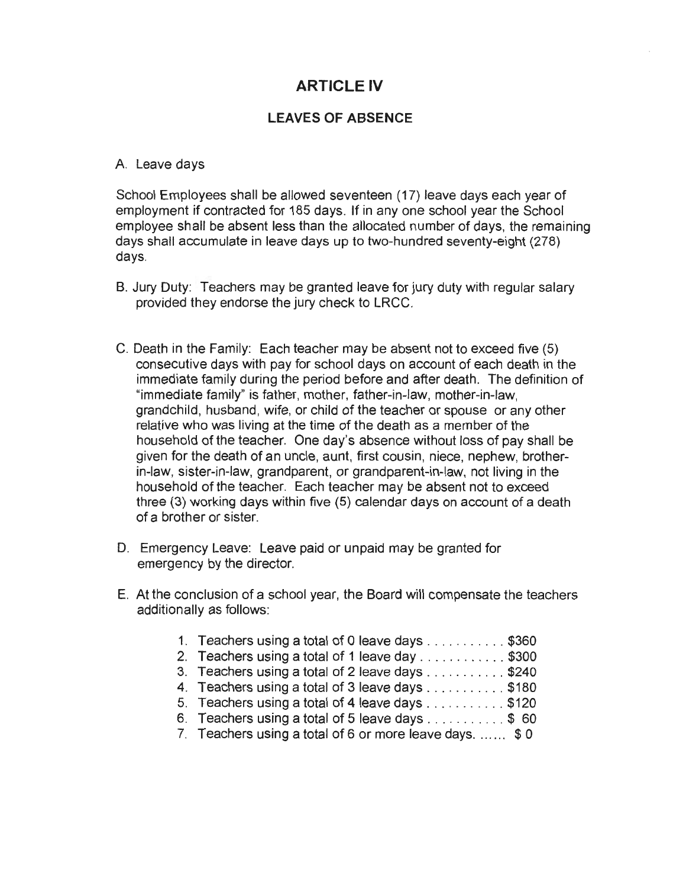# ARTICLE IV

## LEAVES OF ABSENCE

A. Leave days

School Employees shall be allowed seventeen (17) leave days each year of employment if contracted for 185 days. If in any one school year the School employee shall be absent less than the allocated number of days, the remaining days shall accumulate in leave days up to two-hundred seventy-eight (278) days.

B. Jury Duty: Teachers may be granted leave for jury duty with regular salary provided they endorse the jury check to LRCC.

C. Death in the Family: Each teacher may be absent not to exceed five (5) consecutive days with pay for school days on account of each death in the immediate family during the period before and after death. The definition of "immediate family" is father, mother, father-in-law, mother-in-law, grandchild, husband, wife, or child of the teacher or spouse or any other relative who was living at the time of the death as a member of the household of the teacher. One day's absence without loss of pay shall be given for the death of an uncle, aunt, first cousin, niece, nephew, brother-in-law, sister-in-law, grandparent, or grandparent-in-law, not living in the household of the teacher. Each teacher may be absent not to exceed three (3) working days within five (5) calendar days on account of a death of a brother or sister.

D. Emergency Leave: Leave paid or unpaid may be granted for emergency by the director.

E. At the conclusion of a school year, the Board will compensate the teachers additionally as follows:

1. Teachers using a total of 0 leave days . . . . . . . . . . . $360
2. Teachers using a total of 1 leave day . . . . . . . . . . . . $300
3. Teachers using a total of 2 leave days . . . . . . . . . . . $240
4. Teachers using a total of 3 leave days . . . . . . . . . . . $180
5. Teachers using a total of 4 leave days . . . . . . . . . . . $120
6. Teachers using a total of 5 leave days . . . . . . . . . . . $ 60
7. Teachers using a total of 6 or more leave days. ...... $ 0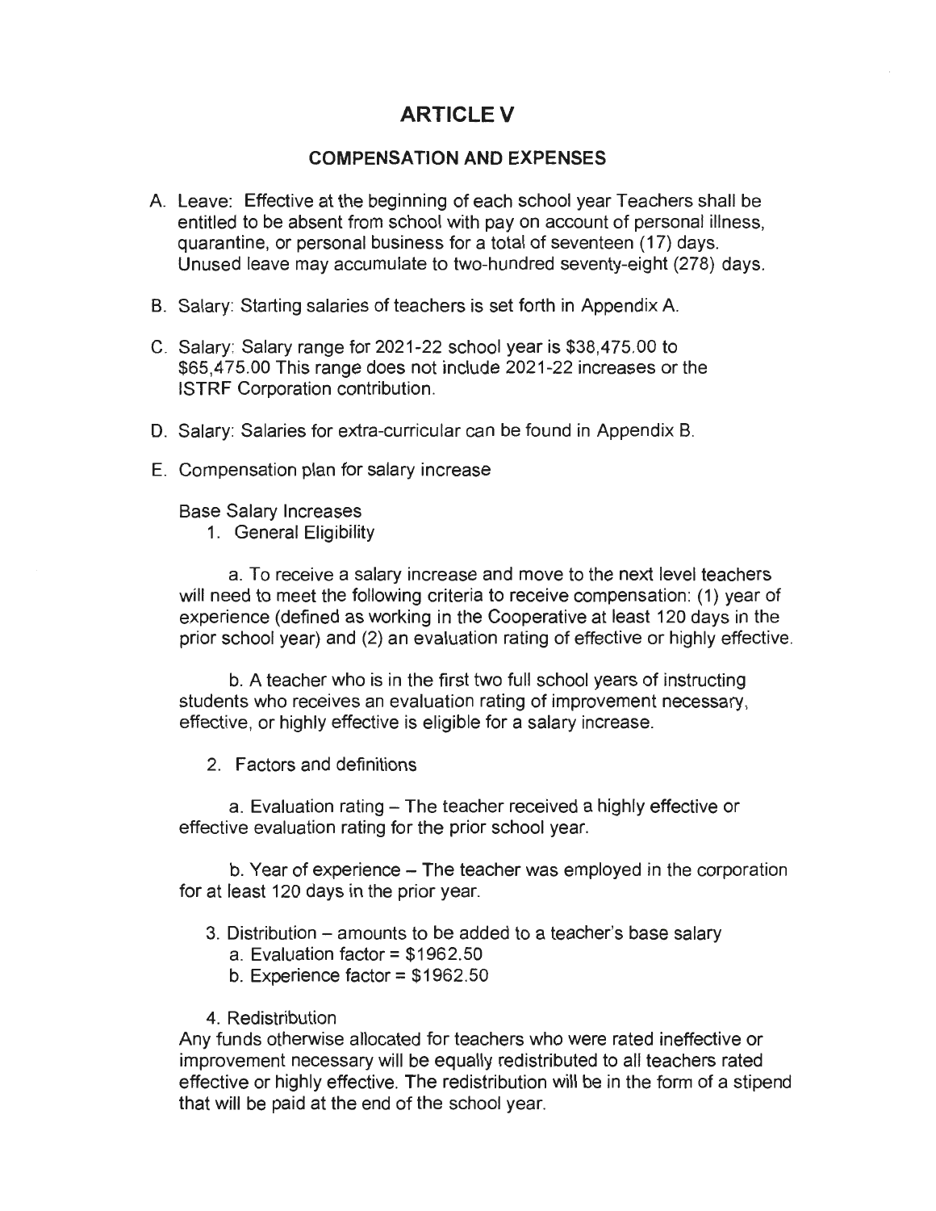# ARTICLE V

## COMPENSATION AND EXPENSES

A. Leave: Effective at the beginning of each school year Teachers shall be entitled to be absent from school with pay on account of personal illness, quarantine, or personal business for a total of seventeen (17) days. Unused leave may accumulate to two-hundred seventy-eight (278) days.

B. Salary: Starting salaries of teachers is set forth in Appendix A.

C. Salary: Salary range for 2021-22 school year is $38,475.00 to $65,475.00 This range does not include 2021-22 increases or the ISTRF Corporation contribution.

D. Salary: Salaries for extra-curricular can be found in Appendix B.

E. Compensation plan for salary increase

Base Salary Increases

1. General Eligibility

a. To receive a salary increase and move to the next level teachers will need to meet the following criteria to receive compensation: (1) year of experience (defined as working in the Cooperative at least 120 days in the prior school year) and (2) an evaluation rating of effective or highly effective.

b. A teacher who is in the first two full school years of instructing students who receives an evaluation rating of improvement necessary, effective, or highly effective is eligible for a salary increase.

2. Factors and definitions

a. Evaluation rating – The teacher received a highly effective or effective evaluation rating for the prior school year.

b. Year of experience – The teacher was employed in the corporation for at least 120 days in the prior year.

3. Distribution – amounts to be added to a teacher's base salary
   a. Evaluation factor = $1962.50
   b. Experience factor = $1962.50

4. Redistribution

Any funds otherwise allocated for teachers who were rated ineffective or improvement necessary will be equally redistributed to all teachers rated effective or highly effective. The redistribution will be in the form of a stipend that will be paid at the end of the school year.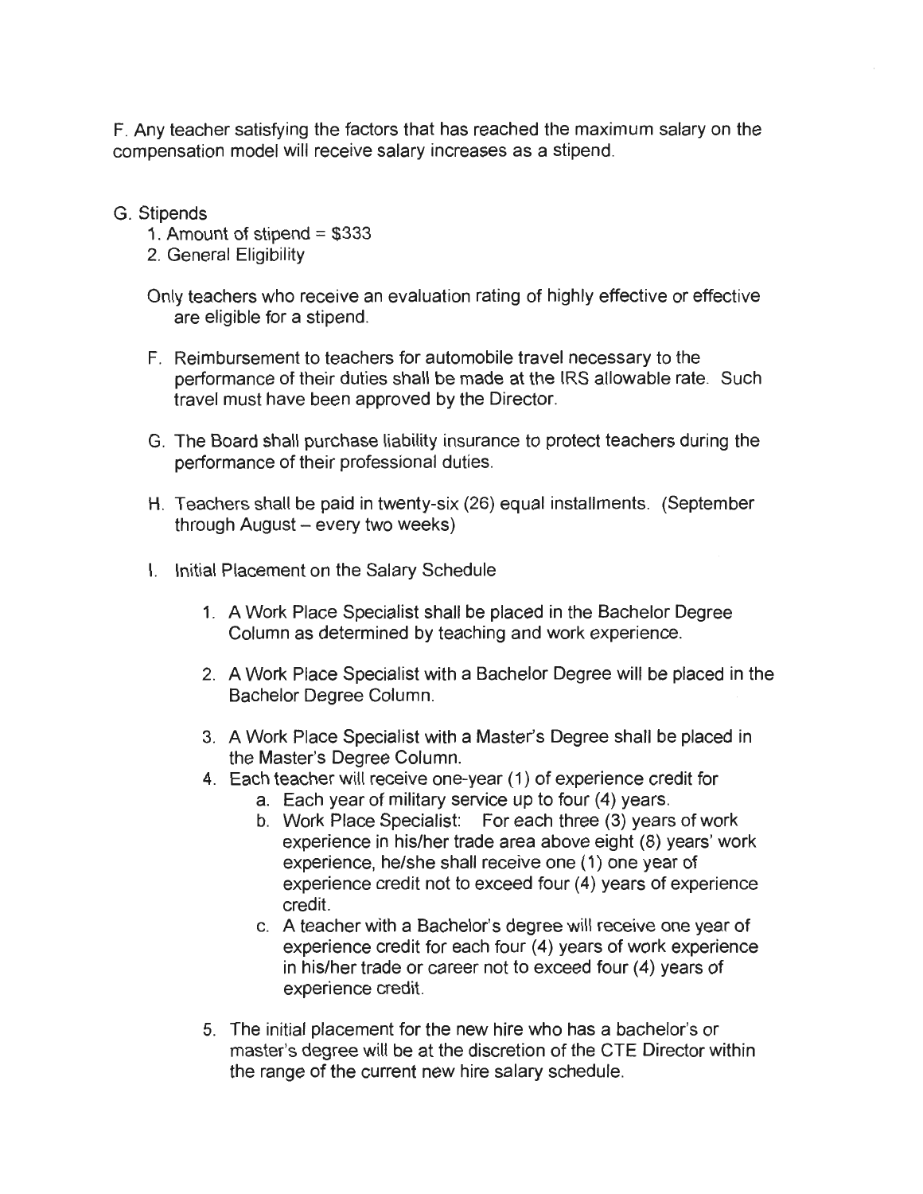F. Any teacher satisfying the factors that has reached the maximum salary on the compensation model will receive salary increases as a stipend.

G. Stipends
   1. Amount of stipend = $333
   2. General Eligibility

   Only teachers who receive an evaluation rating of highly effective or effective are eligible for a stipend.

F. Reimbursement to teachers for automobile travel necessary to the performance of their duties shall be made at the IRS allowable rate. Such travel must have been approved by the Director.

G. The Board shall purchase liability insurance to protect teachers during the performance of their professional duties.

H. Teachers shall be paid in twenty-six (26) equal installments. (September through August – every two weeks)

I. Initial Placement on the Salary Schedule

   1. A Work Place Specialist shall be placed in the Bachelor Degree Column as determined by teaching and work experience.

   2. A Work Place Specialist with a Bachelor Degree will be placed in the Bachelor Degree Column.

   3. A Work Place Specialist with a Master's Degree shall be placed in the Master's Degree Column.
   4. Each teacher will receive one-year (1) of experience credit for
      a. Each year of military service up to four (4) years.
      b. Work Place Specialist: For each three (3) years of work experience in his/her trade area above eight (8) years' work experience, he/she shall receive one (1) one year of experience credit not to exceed four (4) years of experience credit.
      c. A teacher with a Bachelor's degree will receive one year of experience credit for each four (4) years of work experience in his/her trade or career not to exceed four (4) years of experience credit.

   5. The initial placement for the new hire who has a bachelor's or master's degree will be at the discretion of the CTE Director within the range of the current new hire salary schedule.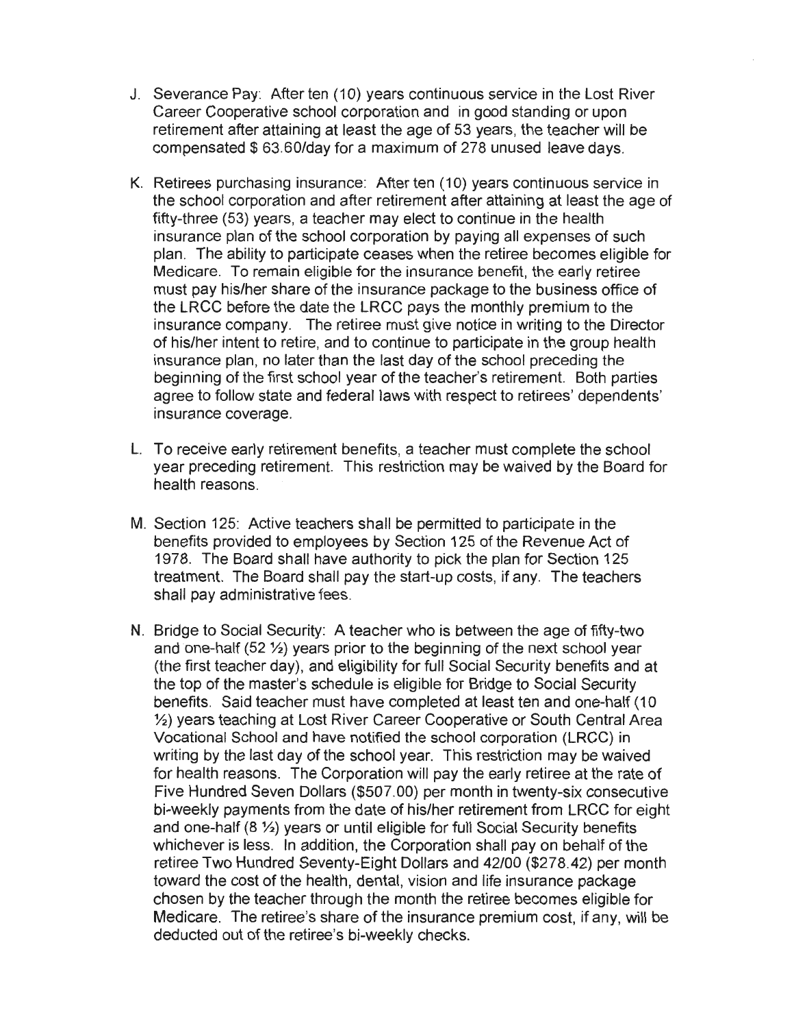J. Severance Pay: After ten (10) years continuous service in the Lost River Career Cooperative school corporation and in good standing or upon retirement after attaining at least the age of 53 years, the teacher will be compensated $ 63.60/day for a maximum of 278 unused leave days.

K. Retirees purchasing insurance: After ten (10) years continuous service in the school corporation and after retirement after attaining at least the age of fifty-three (53) years, a teacher may elect to continue in the health insurance plan of the school corporation by paying all expenses of such plan. The ability to participate ceases when the retiree becomes eligible for Medicare. To remain eligible for the insurance benefit, the early retiree must pay his/her share of the insurance package to the business office of the LRCC before the date the LRCC pays the monthly premium to the insurance company. The retiree must give notice in writing to the Director of his/her intent to retire, and to continue to participate in the group health insurance plan, no later than the last day of the school preceding the beginning of the first school year of the teacher's retirement. Both parties agree to follow state and federal laws with respect to retirees' dependents' insurance coverage.

L. To receive early retirement benefits, a teacher must complete the school year preceding retirement. This restriction may be waived by the Board for health reasons.

M. Section 125: Active teachers shall be permitted to participate in the benefits provided to employees by Section 125 of the Revenue Act of 1978. The Board shall have authority to pick the plan for Section 125 treatment. The Board shall pay the start-up costs, if any. The teachers shall pay administrative fees.

N. Bridge to Social Security: A teacher who is between the age of fifty-two and one-half (52 ½) years prior to the beginning of the next school year (the first teacher day), and eligibility for full Social Security benefits and at the top of the master's schedule is eligible for Bridge to Social Security benefits. Said teacher must have completed at least ten and one-half (10 ½) years teaching at Lost River Career Cooperative or South Central Area Vocational School and have notified the school corporation (LRCC) in writing by the last day of the school year. This restriction may be waived for health reasons. The Corporation will pay the early retiree at the rate of Five Hundred Seven Dollars ($507.00) per month in twenty-six consecutive bi-weekly payments from the date of his/her retirement from LRCC for eight and one-half (8 ½) years or until eligible for full Social Security benefits whichever is less. In addition, the Corporation shall pay on behalf of the retiree Two Hundred Seventy-Eight Dollars and 42/00 ($278.42) per month toward the cost of the health, dental, vision and life insurance package chosen by the teacher through the month the retiree becomes eligible for Medicare. The retiree's share of the insurance premium cost, if any, will be deducted out of the retiree's bi-weekly checks.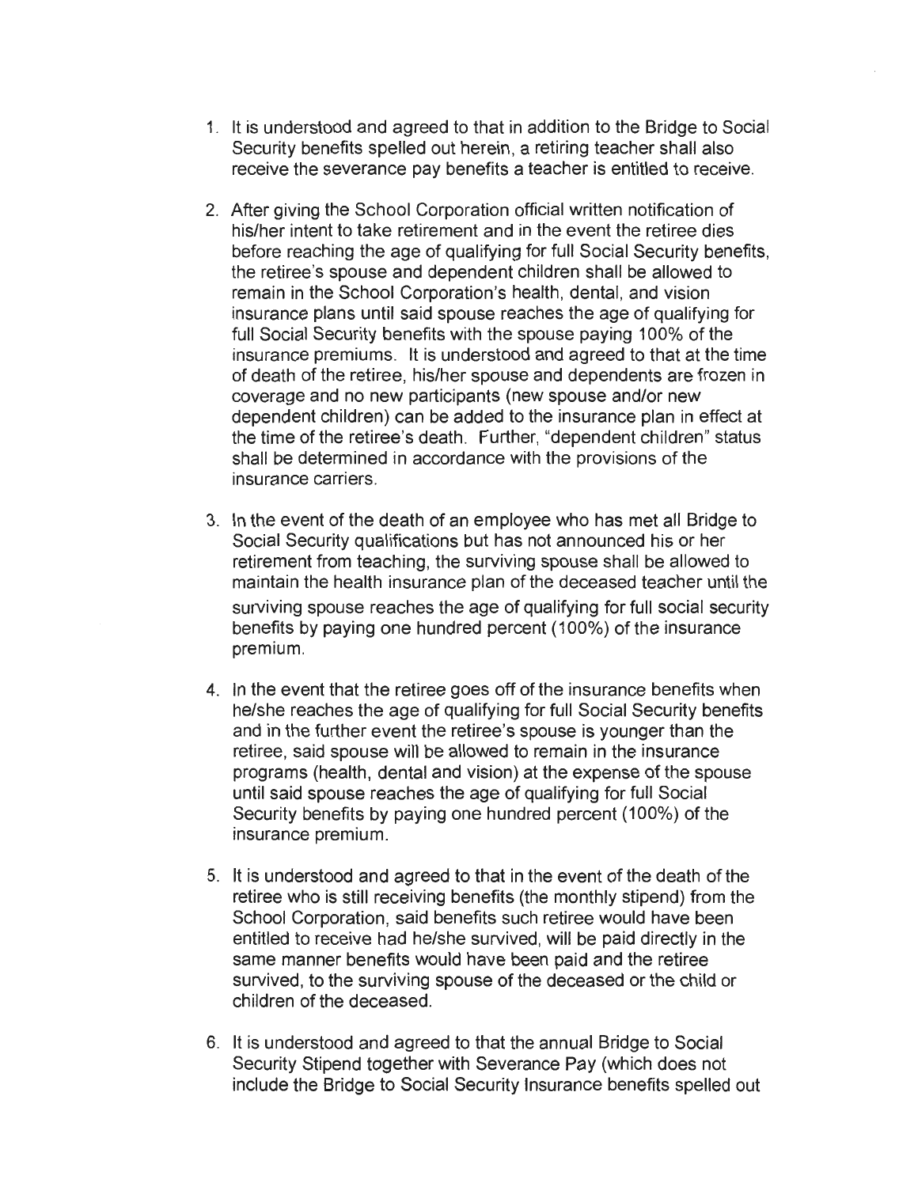1. It is understood and agreed to that in addition to the Bridge to Social Security benefits spelled out herein, a retiring teacher shall also receive the severance pay benefits a teacher is entitled to receive.

2. After giving the School Corporation official written notification of his/her intent to take retirement and in the event the retiree dies before reaching the age of qualifying for full Social Security benefits, the retiree's spouse and dependent children shall be allowed to remain in the School Corporation's health, dental, and vision insurance plans until said spouse reaches the age of qualifying for full Social Security benefits with the spouse paying 100% of the insurance premiums. It is understood and agreed to that at the time of death of the retiree, his/her spouse and dependents are frozen in coverage and no new participants (new spouse and/or new dependent children) can be added to the insurance plan in effect at the time of the retiree's death. Further, "dependent children" status shall be determined in accordance with the provisions of the insurance carriers.

3. In the event of the death of an employee who has met all Bridge to Social Security qualifications but has not announced his or her retirement from teaching, the surviving spouse shall be allowed to maintain the health insurance plan of the deceased teacher until the surviving spouse reaches the age of qualifying for full social security benefits by paying one hundred percent (100%) of the insurance premium.

4. In the event that the retiree goes off of the insurance benefits when he/she reaches the age of qualifying for full Social Security benefits and in the further event the retiree's spouse is younger than the retiree, said spouse will be allowed to remain in the insurance programs (health, dental and vision) at the expense of the spouse until said spouse reaches the age of qualifying for full Social Security benefits by paying one hundred percent (100%) of the insurance premium.

5. It is understood and agreed to that in the event of the death of the retiree who is still receiving benefits (the monthly stipend) from the School Corporation, said benefits such retiree would have been entitled to receive had he/she survived, will be paid directly in the same manner benefits would have been paid and the retiree survived, to the surviving spouse of the deceased or the child or children of the deceased.

6. It is understood and agreed to that the annual Bridge to Social Security Stipend together with Severance Pay (which does not include the Bridge to Social Security Insurance benefits spelled out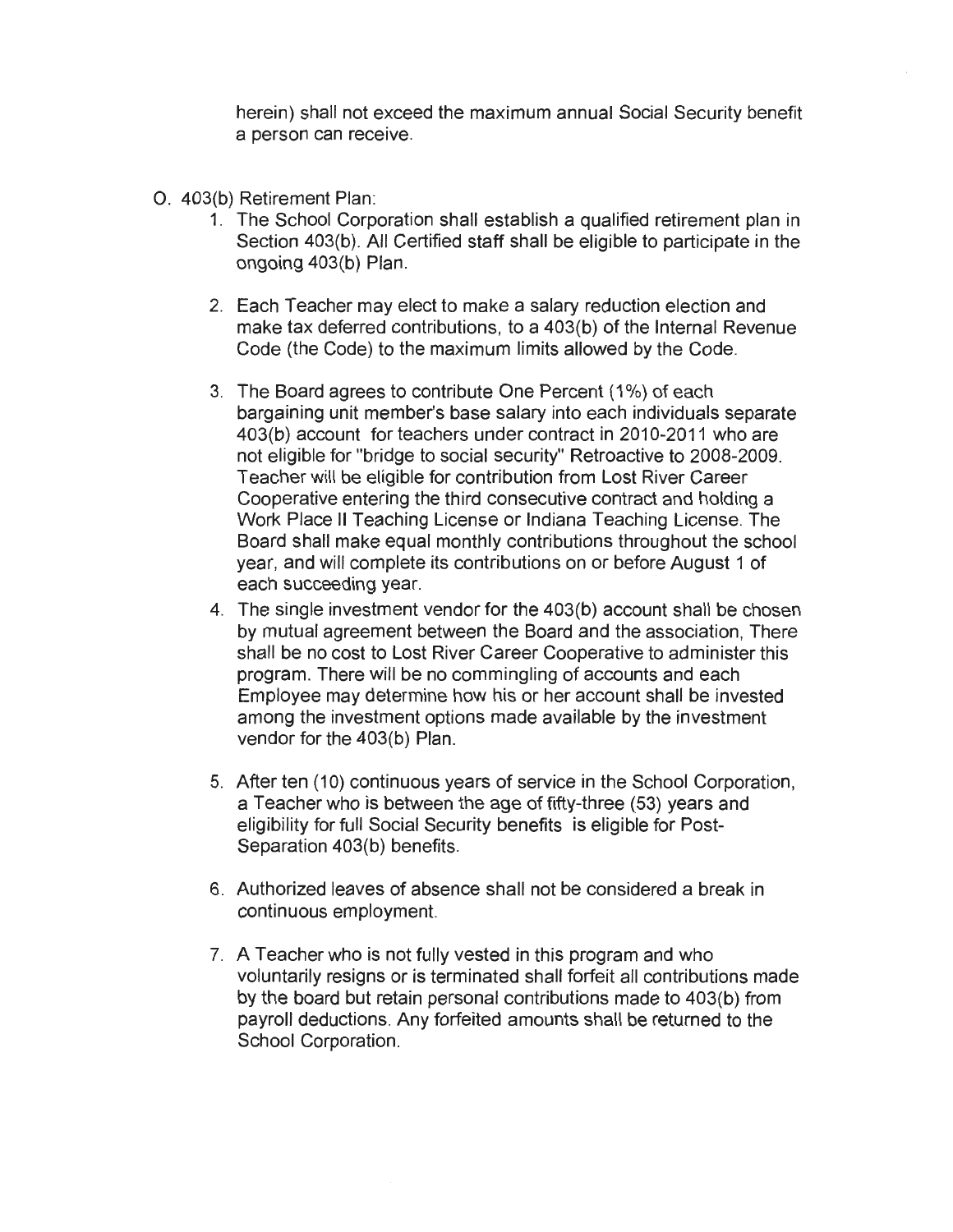herein) shall not exceed the maximum annual Social Security benefit a person can receive.

O. 403(b) Retirement Plan:

1. The School Corporation shall establish a qualified retirement plan in Section 403(b). All Certified staff shall be eligible to participate in the ongoing 403(b) Plan.

2. Each Teacher may elect to make a salary reduction election and make tax deferred contributions, to a 403(b) of the Internal Revenue Code (the Code) to the maximum limits allowed by the Code.

3. The Board agrees to contribute One Percent (1%) of each bargaining unit member's base salary into each individuals separate 403(b) account for teachers under contract in 2010-2011 who are not eligible for "bridge to social security" Retroactive to 2008-2009. Teacher will be eligible for contribution from Lost River Career Cooperative entering the third consecutive contract and holding a Work Place II Teaching License or Indiana Teaching License. The Board shall make equal monthly contributions throughout the school year, and will complete its contributions on or before August 1 of each succeeding year.

4. The single investment vendor for the 403(b) account shall be chosen by mutual agreement between the Board and the association, There shall be no cost to Lost River Career Cooperative to administer this program. There will be no commingling of accounts and each Employee may determine how his or her account shall be invested among the investment options made available by the investment vendor for the 403(b) Plan.

5. After ten (10) continuous years of service in the School Corporation, a Teacher who is between the age of fifty-three (53) years and eligibility for full Social Security benefits is eligible for Post-Separation 403(b) benefits.

6. Authorized leaves of absence shall not be considered a break in continuous employment.

7. A Teacher who is not fully vested in this program and who voluntarily resigns or is terminated shall forfeit all contributions made by the board but retain personal contributions made to 403(b) from payroll deductions. Any forfeited amounts shall be returned to the School Corporation.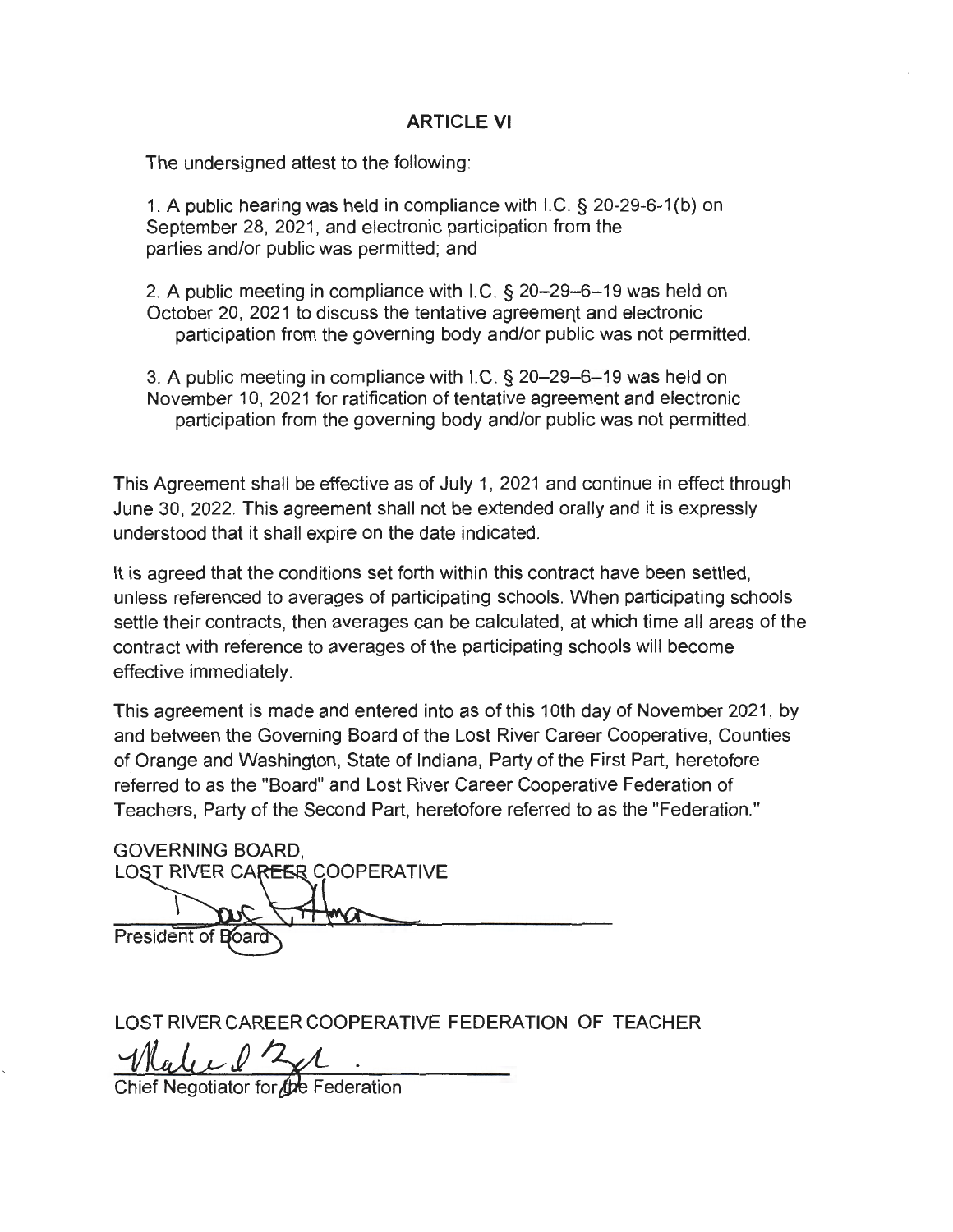## ARTICLE VI

The undersigned attest to the following:

1. A public hearing was held in compliance with I.C. § 20-29-6-1(b) on September 28, 2021, and electronic participation from the parties and/or public was permitted; and

2. A public meeting in compliance with I.C. § 20–29–6–19 was held on October 20, 2021 to discuss the tentative agreement and electronic participation from the governing body and/or public was not permitted.

3. A public meeting in compliance with I.C. § 20–29–6–19 was held on November 10, 2021 for ratification of tentative agreement and electronic participation from the governing body and/or public was not permitted.

This Agreement shall be effective as of July 1, 2021 and continue in effect through June 30, 2022. This agreement shall not be extended orally and it is expressly understood that it shall expire on the date indicated.

It is agreed that the conditions set forth within this contract have been settled, unless referenced to averages of participating schools. When participating schools settle their contracts, then averages can be calculated, at which time all areas of the contract with reference to averages of the participating schools will become effective immediately.

This agreement is made and entered into as of this 10th day of November 2021, by and between the Governing Board of the Lost River Career Cooperative, Counties of Orange and Washington, State of Indiana, Party of the First Part, heretofore referred to as the "Board" and Lost River Career Cooperative Federation of Teachers, Party of the Second Part, heretofore referred to as the "Federation."

GOVERNING BOARD,
LOST RIVER CAREER COOPERATIVE

_______________________________
President of Board

LOST RIVER CAREER COOPERATIVE FEDERATION OF TEACHER

_______________________________
Chief Negotiator for the Federation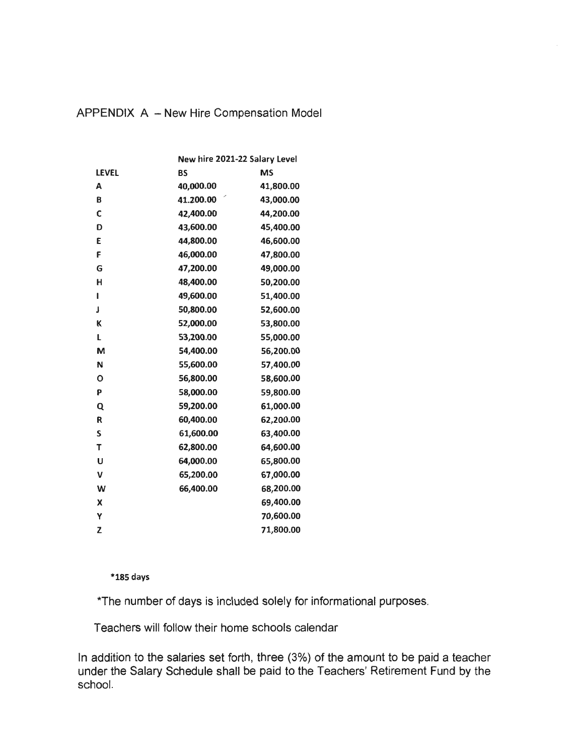# APPENDIX A – New Hire Compensation Model

| | New hire 2021-22 Salary Level | |
|---|---|---|
| LEVEL | BS | MS |
| A | 40,000.00 | 41,800.00 |
| B | 41.200.00 | 43,000.00 |
| C | 42,400.00 | 44,200.00 |
| D | 43,600.00 | 45,400.00 |
| E | 44,800.00 | 46,600.00 |
| F | 46,000.00 | 47,800.00 |
| G | 47,200.00 | 49,000.00 |
| H | 48,400.00 | 50,200.00 |
| I | 49,600.00 | 51,400.00 |
| J | 50,800.00 | 52,600.00 |
| K | 52,000.00 | 53,800.00 |
| L | 53,200.00 | 55,000.00 |
| M | 54,400.00 | 56,200.00 |
| N | 55,600.00 | 57,400.00 |
| O | 56,800.00 | 58,600.00 |
| P | 58,000.00 | 59,800.00 |
| Q | 59,200.00 | 61,000.00 |
| R | 60,400.00 | 62,200.00 |
| S | 61,600.00 | 63,400.00 |
| T | 62,800.00 | 64,600.00 |
| U | 64,000.00 | 65,800.00 |
| V | 65,200.00 | 67,000.00 |
| W | 66,400.00 | 68,200.00 |
| X | | 69,400.00 |
| Y | | 70,600.00 |
| Z | | 71,800.00 |

**\*185 days**

\*The number of days is included solely for informational purposes.

Teachers will follow their home schools calendar

In addition to the salaries set forth, three (3%) of the amount to be paid a teacher under the Salary Schedule shall be paid to the Teachers' Retirement Fund by the school.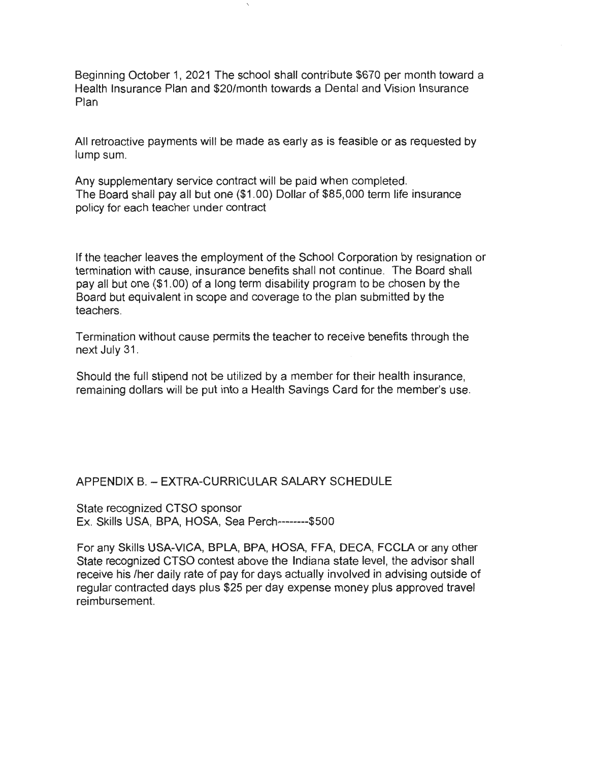Beginning October 1, 2021 The school shall contribute $670 per month toward a Health Insurance Plan and $20/month towards a Dental and Vision Insurance Plan

All retroactive payments will be made as early as is feasible or as requested by lump sum.

Any supplementary service contract will be paid when completed.
The Board shall pay all but one ($1.00) Dollar of $85,000 term life insurance policy for each teacher under contract

If the teacher leaves the employment of the School Corporation by resignation or termination with cause, insurance benefits shall not continue. The Board shall pay all but one ($1.00) of a long term disability program to be chosen by the Board but equivalent in scope and coverage to the plan submitted by the teachers.

Termination without cause permits the teacher to receive benefits through the next July 31.

Should the full stipend not be utilized by a member for their health insurance, remaining dollars will be put into a Health Savings Card for the member's use.

## APPENDIX B. – EXTRA-CURRICULAR SALARY SCHEDULE

State recognized CTSO sponsor
Ex. Skills USA, BPA, HOSA, Sea Perch--------$500

For any Skills USA-VICA, BPLA, BPA, HOSA, FFA, DECA, FCCLA or any other State recognized CTSO contest above the Indiana state level, the advisor shall receive his /her daily rate of pay for days actually involved in advising outside of regular contracted days plus $25 per day expense money plus approved travel reimbursement.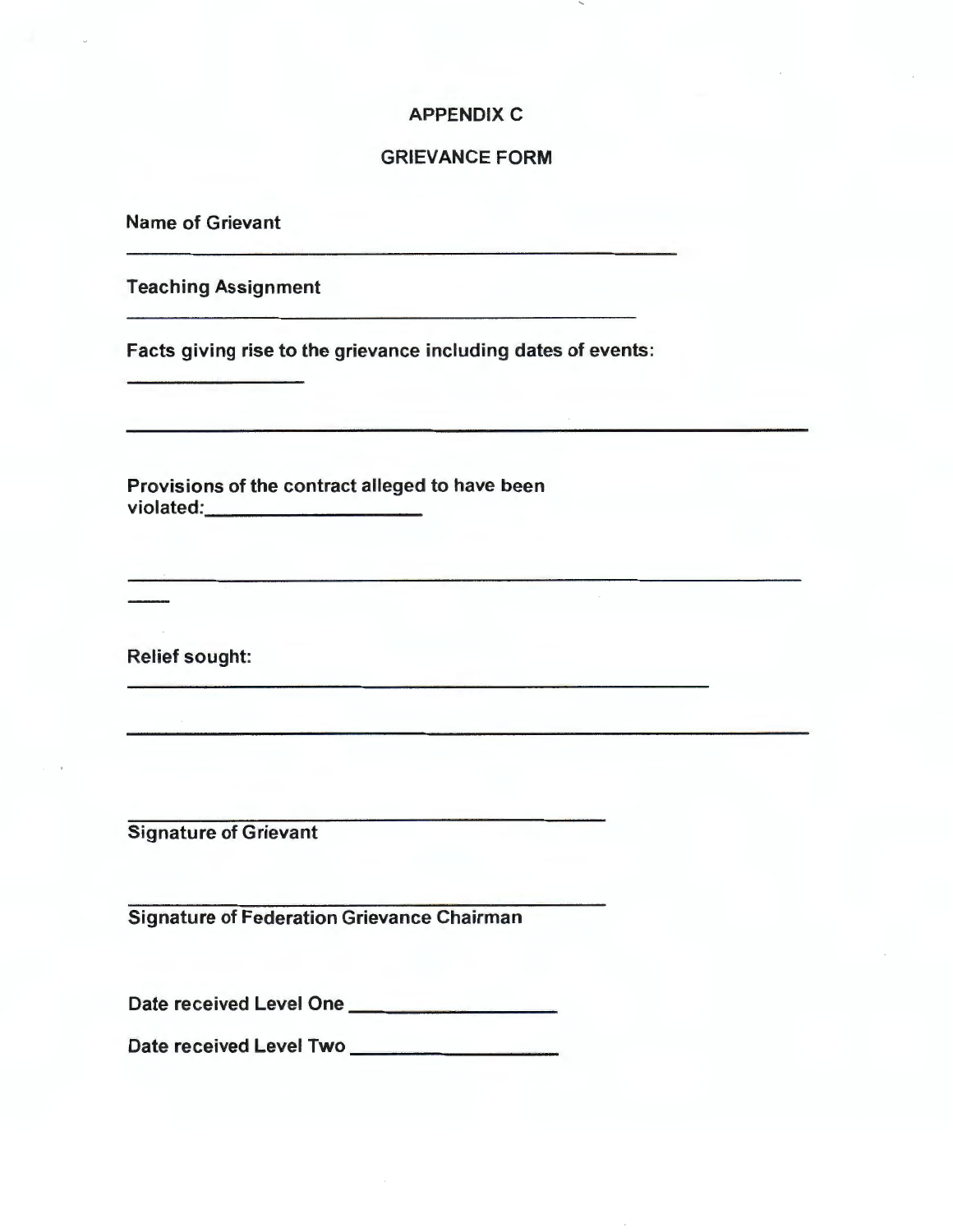## APPENDIX C

## GRIEVANCE FORM

Name of Grievant

______________________________________________

Teaching Assignment

______________________________________________

Facts giving rise to the grievance including dates of events:

________________

______________________________________________________________

Provisions of the contract alleged to have been violated:____________________

______________________________________________________________

____

Relief sought:

______________________________________________________

______________________________________________________________

______________________________________________

Signature of Grievant

______________________________________________

Signature of Federation Grievance Chairman

Date received Level One ___________________

Date received Level Two ___________________